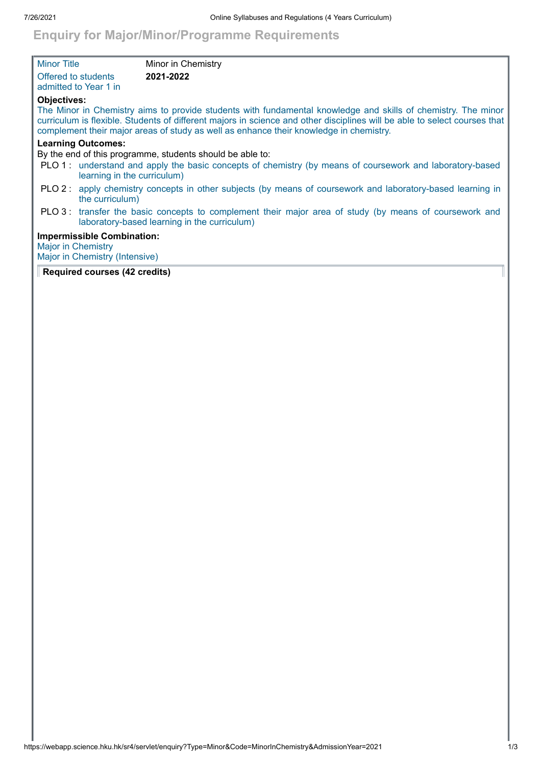# Enquiry for Major/Minor/Programme Requirements

| | |
|---|---|
| Minor Title | Minor in Chemistry |
| Offered to students admitted to Year 1 in | **2021-2022** |

**Objectives:**

The Minor in Chemistry aims to provide students with fundamental knowledge and skills of chemistry. The minor curriculum is flexible. Students of different majors in science and other disciplines will be able to select courses that complement their major areas of study as well as enhance their knowledge in chemistry.

**Learning Outcomes:**

By the end of this programme, students should be able to:

- PLO 1 : understand and apply the basic concepts of chemistry (by means of coursework and laboratory-based learning in the curriculum)
- PLO 2 : apply chemistry concepts in other subjects (by means of coursework and laboratory-based learning in the curriculum)
- PLO 3 : transfer the basic concepts to complement their major area of study (by means of coursework and laboratory-based learning in the curriculum)

**Impermissible Combination:**

Major in Chemistry
Major in Chemistry (Intensive)

**Required courses (42 credits)**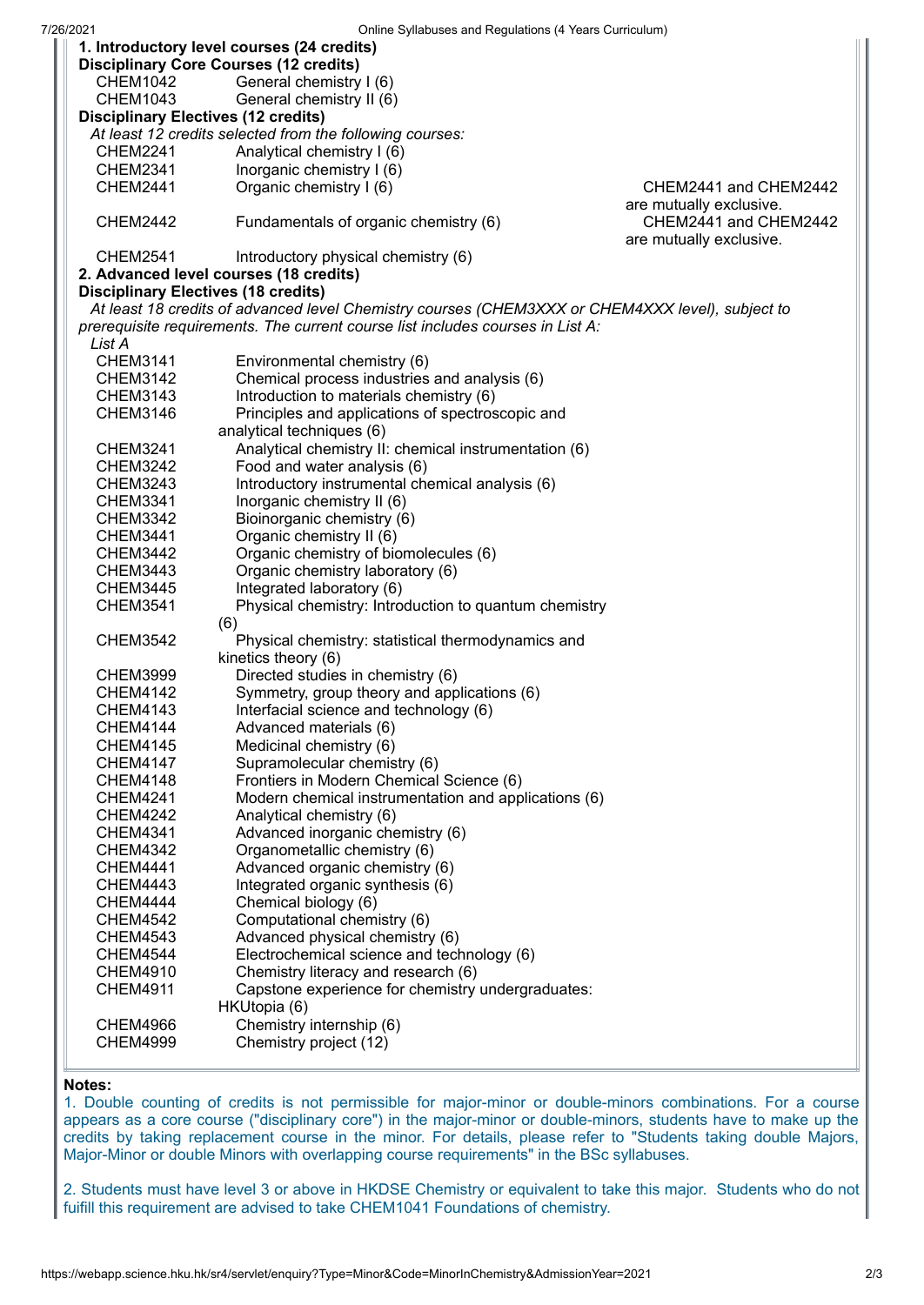**1. Introductory level courses (24 credits)**

**Disciplinary Core Courses (12 credits)**

| | | |
|---|---|---|
| CHEM1042 | General chemistry I (6) | |
| CHEM1043 | General chemistry II (6) | |

**Disciplinary Electives (12 credits)**

*At least 12 credits selected from the following courses:*

| | | |
|---|---|---|
| CHEM2241 | Analytical chemistry I (6) | |
| CHEM2341 | Inorganic chemistry I (6) | |
| CHEM2441 | Organic chemistry I (6) | CHEM2441 and CHEM2442 are mutually exclusive. |
| CHEM2442 | Fundamentals of organic chemistry (6) | CHEM2441 and CHEM2442 are mutually exclusive. |
| CHEM2541 | Introductory physical chemistry (6) | |

**2. Advanced level courses (18 credits)**

**Disciplinary Electives (18 credits)**

*At least 18 credits of advanced level Chemistry courses (CHEM3XXX or CHEM4XXX level), subject to prerequisite requirements. The current course list includes courses in List A:*

*List A*

| | |
|---|---|
| CHEM3141 | Environmental chemistry (6) |
| CHEM3142 | Chemical process industries and analysis (6) |
| CHEM3143 | Introduction to materials chemistry (6) |
| CHEM3146 | Principles and applications of spectroscopic and analytical techniques (6) |
| CHEM3241 | Analytical chemistry II: chemical instrumentation (6) |
| CHEM3242 | Food and water analysis (6) |
| CHEM3243 | Introductory instrumental chemical analysis (6) |
| CHEM3341 | Inorganic chemistry II (6) |
| CHEM3342 | Bioinorganic chemistry (6) |
| CHEM3441 | Organic chemistry II (6) |
| CHEM3442 | Organic chemistry of biomolecules (6) |
| CHEM3443 | Organic chemistry laboratory (6) |
| CHEM3445 | Integrated laboratory (6) |
| CHEM3541 | Physical chemistry: Introduction to quantum chemistry (6) |
| CHEM3542 | Physical chemistry: statistical thermodynamics and kinetics theory (6) |
| CHEM3999 | Directed studies in chemistry (6) |
| CHEM4142 | Symmetry, group theory and applications (6) |
| CHEM4143 | Interfacial science and technology (6) |
| CHEM4144 | Advanced materials (6) |
| CHEM4145 | Medicinal chemistry (6) |
| CHEM4147 | Supramolecular chemistry (6) |
| CHEM4148 | Frontiers in Modern Chemical Science (6) |
| CHEM4241 | Modern chemical instrumentation and applications (6) |
| CHEM4242 | Analytical chemistry (6) |
| CHEM4341 | Advanced inorganic chemistry (6) |
| CHEM4342 | Organometallic chemistry (6) |
| CHEM4441 | Advanced organic chemistry (6) |
| CHEM4443 | Integrated organic synthesis (6) |
| CHEM4444 | Chemical biology (6) |
| CHEM4542 | Computational chemistry (6) |
| CHEM4543 | Advanced physical chemistry (6) |
| CHEM4544 | Electrochemical science and technology (6) |
| CHEM4910 | Chemistry literacy and research (6) |
| CHEM4911 | Capstone experience for chemistry undergraduates: HKUtopia (6) |
| CHEM4966 | Chemistry internship (6) |
| CHEM4999 | Chemistry project (12) |

**Notes:**

1. Double counting of credits is not permissible for major-minor or double-minors combinations. For a course appears as a core course ("disciplinary core") in the major-minor or double-minors, students have to make up the credits by taking replacement course in the minor. For details, please refer to "Students taking double Majors, Major-Minor or double Minors with overlapping course requirements" in the BSc syllabuses.

2. Students must have level 3 or above in HKDSE Chemistry or equivalent to take this major. Students who do not fulfill this requirement are advised to take CHEM1041 Foundations of chemistry.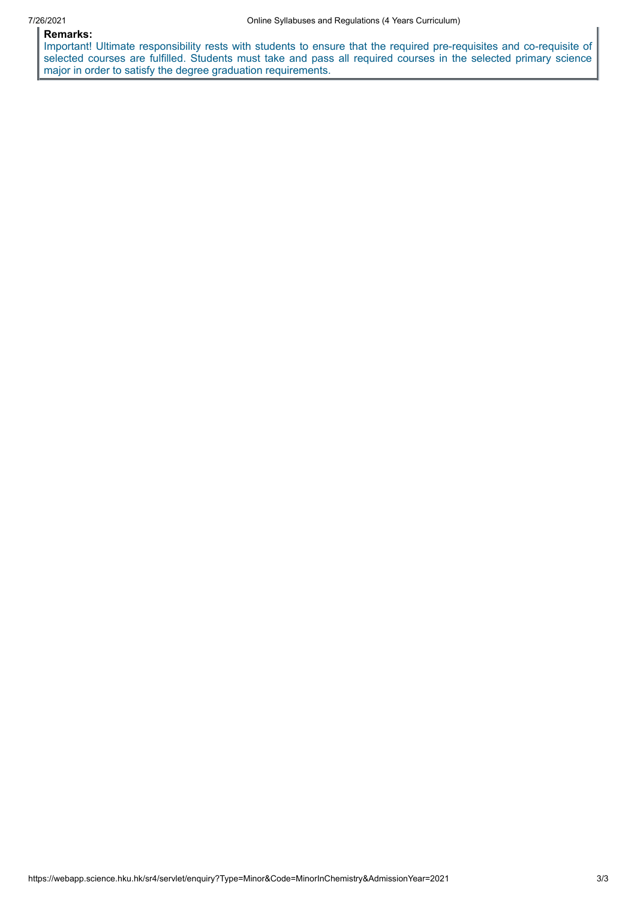**Remarks:**

Important! Ultimate responsibility rests with students to ensure that the required pre-requisites and co-requisite of selected courses are fulfilled. Students must take and pass all required courses in the selected primary science major in order to satisfy the degree graduation requirements.